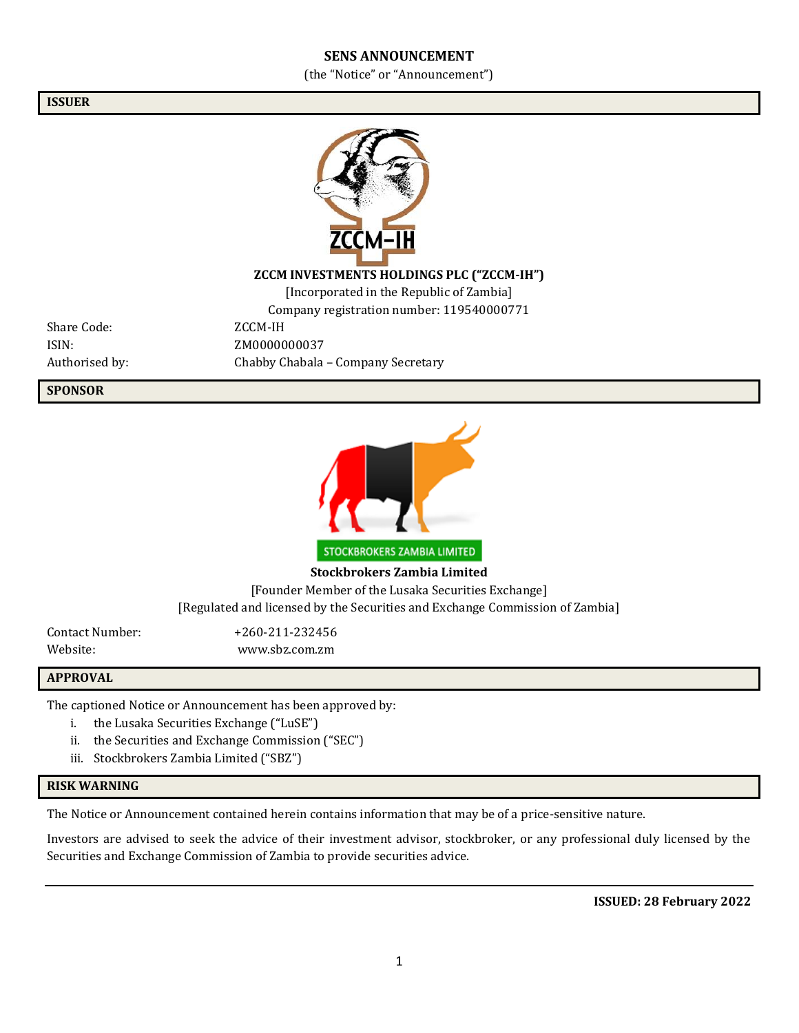# SENS ANNOUNCEMENT

(the "Notice" or "Announcement")

## ISSUER

**ZCCM INVESTMENTS HOLDINGS PLC ("ZCCM-IH")**

[Incorporated in the Republic of Zambia]

Company registration number: 119540000771

| | |
|---|---|
| Share Code: | ZCCM-IH |
| ISIN: | ZM0000000037 |
| Authorised by: | Chabby Chabala – Company Secretary |

## SPONSOR

STOCKBROKERS ZAMBIA LIMITED

**Stockbrokers Zambia Limited**

[Founder Member of the Lusaka Securities Exchange]

[Regulated and licensed by the Securities and Exchange Commission of Zambia]

| | |
|---|---|
| Contact Number: | +260-211-232456 |
| Website: | www.sbz.com.zm |

## APPROVAL

The captioned Notice or Announcement has been approved by:

i. the Lusaka Securities Exchange ("LuSE")
ii. the Securities and Exchange Commission ("SEC")
iii. Stockbrokers Zambia Limited ("SBZ")

## RISK WARNING

The Notice or Announcement contained herein contains information that may be of a price-sensitive nature.

Investors are advised to seek the advice of their investment advisor, stockbroker, or any professional duly licensed by the Securities and Exchange Commission of Zambia to provide securities advice.

---

**ISSUED: 28 February 2022**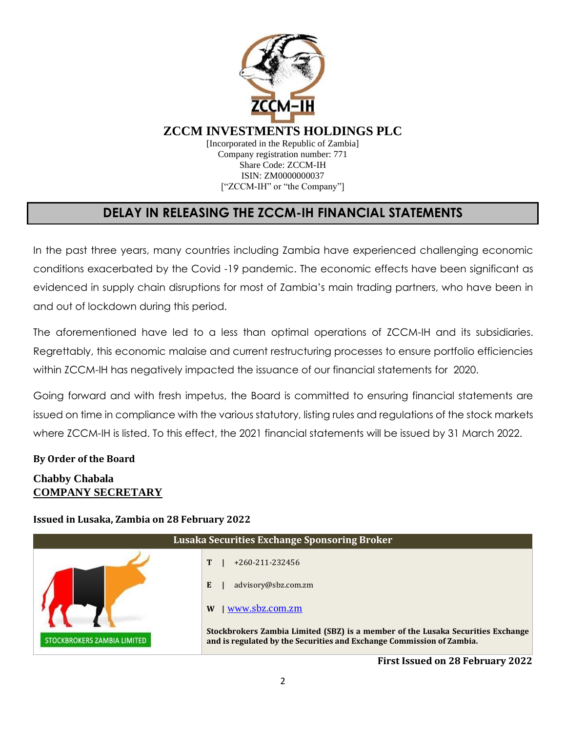# ZCCM INVESTMENTS HOLDINGS PLC

[Incorporated in the Republic of Zambia]
Company registration number: 771
Share Code: ZCCM-IH
ISIN: ZM0000000037
["ZCCM-IH" or "the Company"]

## DELAY IN RELEASING THE ZCCM-IH FINANCIAL STATEMENTS

In the past three years, many countries including Zambia have experienced challenging economic conditions exacerbated by the Covid -19 pandemic. The economic effects have been significant as evidenced in supply chain disruptions for most of Zambia's main trading partners, who have been in and out of lockdown during this period.

The aforementioned have led to a less than optimal operations of ZCCM-IH and its subsidiaries. Regrettably, this economic malaise and current restructuring processes to ensure portfolio efficiencies within ZCCM-IH has negatively impacted the issuance of our financial statements for 2020.

Going forward and with fresh impetus, the Board is committed to ensuring financial statements are issued on time in compliance with the various statutory, listing rules and regulations of the stock markets where ZCCM-IH is listed. To this effect, the 2021 financial statements will be issued by 31 March 2022.

**By Order of the Board**

**Chabby Chabala**
**COMPANY SECRETARY**

**Issued in Lusaka, Zambia on 28 February 2022**

| Lusaka Securities Exchange Sponsoring Broker | |
|---|---|
| STOCKBROKERS ZAMBIA LIMITED | **T** \| +260-211-232456<br>**E** \| advisory@sbz.com.zm<br>**W** \| www.sbz.com.zm<br>**Stockbrokers Zambia Limited (SBZ) is a member of the Lusaka Securities Exchange and is regulated by the Securities and Exchange Commission of Zambia.** |

**First Issued on 28 February 2022**